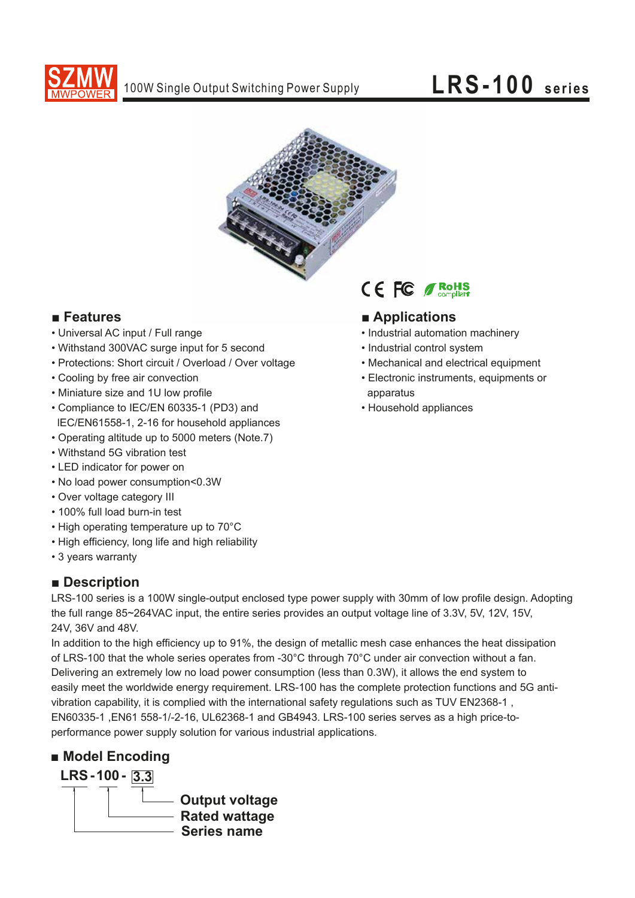# LRS-100 series

100W Single Output Switching Power Supply

## ■ Features

- Universal AC input / Full range
- Withstand 300VAC surge input for 5 second
- Protections: Short circuit / Overload / Over voltage
- Cooling by free air convection
- Miniature size and 1U low profile
- Compliance to IEC/EN 60335-1 (PD3) and IEC/EN61558-1, 2-16 for household appliances
- Operating altitude up to 5000 meters (Note.7)
- Withstand 5G vibration test
- LED indicator for power on
- No load power consumption<0.3W
- Over voltage category III
- 100% full load burn-in test
- High operating temperature up to 70°C
- High efficiency, long life and high reliability
- 3 years warranty

## ■ Applications

- Industrial automation machinery
- Industrial control system
- Mechanical and electrical equipment
- Electronic instruments, equipments or apparatus
- Household appliances

## ■ Description

LRS-100 series is a 100W single-output enclosed type power supply with 30mm of low profile design. Adopting the full range 85~264VAC input, the entire series provides an output voltage line of 3.3V, 5V, 12V, 15V, 24V, 36V and 48V.

In addition to the high efficiency up to 91%, the design of metallic mesh case enhances the heat dissipation of LRS-100 that the whole series operates from -30°C through 70°C under air convection without a fan. Delivering an extremely low no load power consumption (less than 0.3W), it allows the end system to easily meet the worldwide energy requirement. LRS-100 has the complete protection functions and 5G anti-vibration capability, it is complied with the international safety regulations such as TUV EN2368-1 , EN60335-1 ,EN61 558-1/-2-16, UL62368-1 and GB4943. LRS-100 series serves as a high price-to-performance power supply solution for various industrial applications.

## ■ Model Encoding

**LRS - 100 - 3.3**

- 3.3: Output voltage
- 100: Rated wattage
- LRS: Series name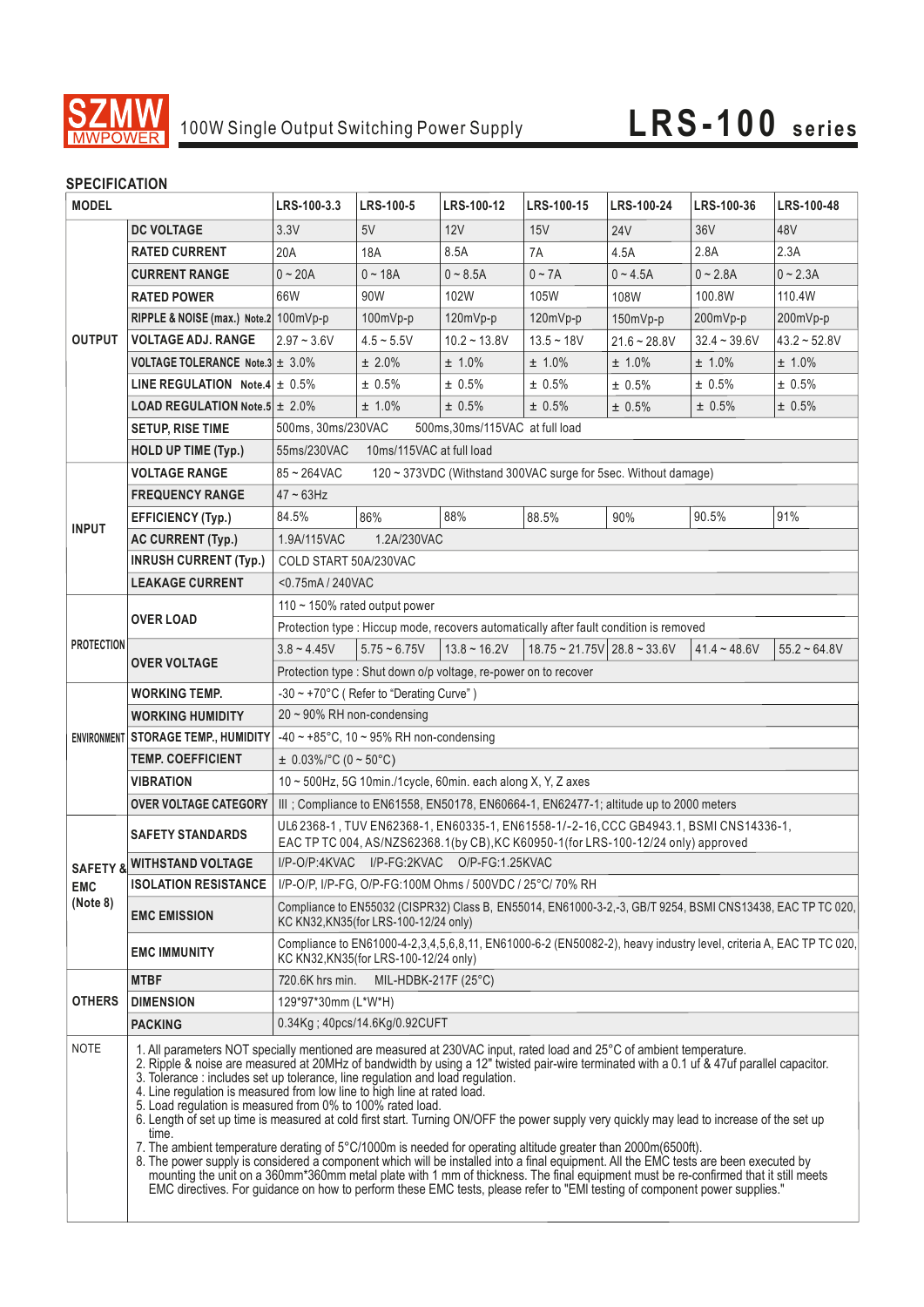# SZMW MWPOWER 100W Single Output Switching Power Supply LRS-100 series

## SPECIFICATION

| MODEL | | LRS-100-3.3 | LRS-100-5 | LRS-100-12 | LRS-100-15 | LRS-100-24 | LRS-100-36 | LRS-100-48 |
|---|---|---|---|---|---|---|---|---|
| OUTPUT | DC VOLTAGE | 3.3V | 5V | 12V | 15V | 24V | 36V | 48V |
| | RATED CURRENT | 20A | 18A | 8.5A | 7A | 4.5A | 2.8A | 2.3A |
| | CURRENT RANGE | 0 ~ 20A | 0 ~ 18A | 0 ~ 8.5A | 0 ~ 7A | 0 ~ 4.5A | 0 ~ 2.8A | 0 ~ 2.3A |
| | RATED POWER | 66W | 90W | 102W | 105W | 108W | 100.8W | 110.4W |
| | RIPPLE & NOISE (max.) Note.2 | 100mVp-p | 100mVp-p | 120mVp-p | 120mVp-p | 150mVp-p | 200mVp-p | 200mVp-p |
| | VOLTAGE ADJ. RANGE | 2.97 ~ 3.6V | 4.5 ~ 5.5V | 10.2 ~ 13.8V | 13.5 ~ 18V | 21.6 ~ 28.8V | 32.4 ~ 39.6V | 43.2 ~ 52.8V |
| | VOLTAGE TOLERANCE Note.3 | ± 3.0% | ± 2.0% | ± 1.0% | ± 1.0% | ± 1.0% | ± 1.0% | ± 1.0% |
| | LINE REGULATION Note.4 | ± 0.5% | ± 0.5% | ± 0.5% | ± 0.5% | ± 0.5% | ± 0.5% | ± 0.5% |
| | LOAD REGULATION Note.5 | ± 2.0% | ± 1.0% | ± 0.5% | ± 0.5% | ± 0.5% | ± 0.5% | ± 0.5% |
| | SETUP, RISE TIME | 500ms, 30ms/230VAC 500ms,30ms/115VAC at full load | | | | | | |
| | HOLD UP TIME (Typ.) | 55ms/230VAC 10ms/115VAC at full load | | | | | | |
| INPUT | VOLTAGE RANGE | 85 ~ 264VAC 120 ~ 373VDC (Withstand 300VAC surge for 5sec. Without damage) | | | | | | |
| | FREQUENCY RANGE | 47 ~ 63Hz | | | | | | |
| | EFFICIENCY (Typ.) | 84.5% | 86% | 88% | 88.5% | 90% | 90.5% | 91% |
| | AC CURRENT (Typ.) | 1.9A/115VAC 1.2A/230VAC | | | | | | |
| | INRUSH CURRENT (Typ.) | COLD START 50A/230VAC | | | | | | |
| | LEAKAGE CURRENT | <0.75mA / 240VAC | | | | | | |
| PROTECTION | OVER LOAD | 110 ~ 150% rated output power | | | | | | |
| | | Protection type : Hiccup mode, recovers automatically after fault condition is removed | | | | | | |
| | OVER VOLTAGE | 3.8 ~ 4.45V | 5.75 ~ 6.75V | 13.8 ~ 16.2V | 18.75 ~ 21.75V | 28.8 ~ 33.6V | 41.4 ~ 48.6V | 55.2 ~ 64.8V |
| | | Protection type : Shut down o/p voltage, re-power on to recover | | | | | | |
| ENVIRONMENT | WORKING TEMP. | -30 ~ +70°C ( Refer to "Derating Curve" ) | | | | | | |
| | WORKING HUMIDITY | 20 ~ 90% RH non-condensing | | | | | | |
| | STORAGE TEMP., HUMIDITY | -40 ~ +85°C, 10 ~ 95% RH non-condensing | | | | | | |
| | TEMP. COEFFICIENT | ± 0.03%/°C (0 ~ 50°C) | | | | | | |
| | VIBRATION | 10 ~ 500Hz, 5G 10min./1cycle, 60min. each along X, Y, Z axes | | | | | | |
| | OVER VOLTAGE CATEGORY | III ; Compliance to EN61558, EN50178, EN60664-1, EN62477-1; altitude up to 2000 meters | | | | | | |
| SAFETY & EMC (Note 8) | SAFETY STANDARDS | UL62368-1 , TUV EN62368-1, EN60335-1, EN61558-1/-2-16,CCC GB4943.1, BSMI CNS14336-1, EAC TP TC 004, AS/NZS62368.1(by CB),KC K60950-1(for LRS-100-12/24 only) approved | | | | | | |
| | WITHSTAND VOLTAGE | I/P-O/P:4KVAC I/P-FG:2KVAC O/P-FG:1.25KVAC | | | | | | |
| | ISOLATION RESISTANCE | I/P-O/P, I/P-FG, O/P-FG:100M Ohms / 500VDC / 25°C/ 70% RH | | | | | | |
| | EMC EMISSION | Compliance to EN55032 (CISPR32) Class B, EN55014, EN61000-3-2,-3, GB/T 9254, BSMI CNS13438, EAC TP TC 020, KC KN32,KN35(for LRS-100-12/24 only) | | | | | | |
| | EMC IMMUNITY | Compliance to EN61000-4-2,3,4,5,6,8,11, EN61000-6-2 (EN50082-2), heavy industry level, criteria A, EAC TP TC 020, KC KN32,KN35(for LRS-100-12/24 only) | | | | | | |
| OTHERS | MTBF | 720.6K hrs min. MIL-HDBK-217F (25°C) | | | | | | |
| | DIMENSION | 129*97*30mm (L*W*H) | | | | | | |
| | PACKING | 0.34Kg ; 40pcs/14.6Kg/0.92CUFT | | | | | | |

**NOTE**

1. All parameters NOT specially mentioned are measured at 230VAC input, rated load and 25°C of ambient temperature.
2. Ripple & noise are measured at 20MHz of bandwidth by using a 12" twisted pair-wire terminated with a 0.1 uf & 47uf parallel capacitor.
3. Tolerance : includes set up tolerance, line regulation and load regulation.
4. Line regulation is measured from low line to high line at rated load.
5. Load regulation is measured from 0% to 100% rated load.
6. Length of set up time is measured at cold first start. Turning ON/OFF the power supply very quickly may lead to increase of the set up time.
7. The ambient temperature derating of 5°C/1000m is needed for operating altitude greater than 2000m(6500ft).
8. The power supply is considered a component which will be installed into a final equipment. All the EMC tests are been executed by mounting the unit on a 360mm*360mm metal plate with 1 mm of thickness. The final equipment must be re-confirmed that it still meets EMC directives. For guidance on how to perform these EMC tests, please refer to "EMI testing of component power supplies."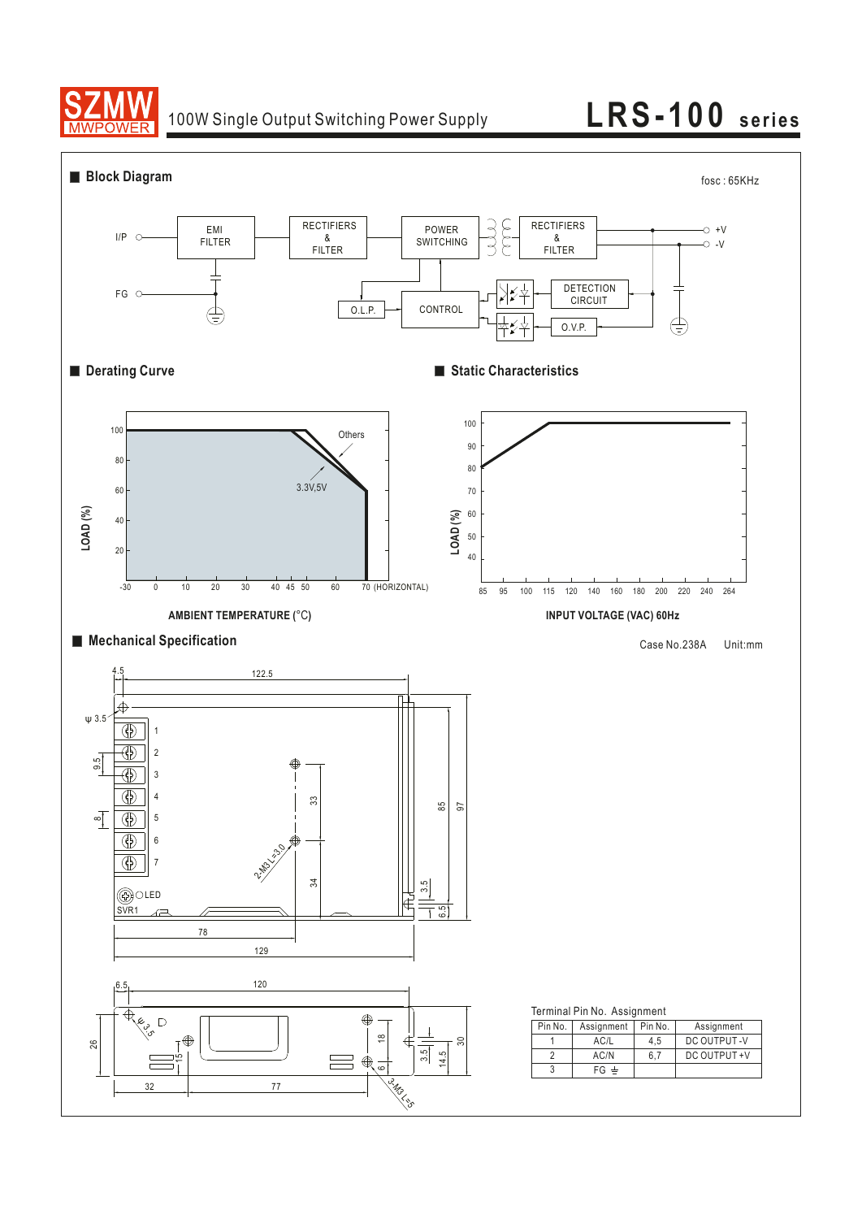# LRS-100 series

100W Single Output Switching Power Supply

## Block Diagram

fosc : 65KHz

I/P
FG
EMI FILTER
RECTIFIERS & FILTER
POWER SWITCHING
RECTIFIERS & FILTER
+V
-V
O.L.P.
CONTROL
DETECTION CIRCUIT
O.V.P.

## Derating Curve

LOAD (%)
100
80
60
40
20
-30 0 10 20 30 40 45 50 60 70 (HORIZONTAL)
Others
3.3V,5V
AMBIENT TEMPERATURE (°C)

## Static Characteristics

LOAD (%)
100
90
80
70
60
50
40
85 95 100 115 120 140 160 180 200 220 240 264
INPUT VOLTAGE (VAC) 60Hz

## Mechanical Specification

Case No.238A Unit:mm

4.5
122.5
ψ 3.5
9.5
8
1
2
3
4
5
6
7
LED
SVR1
33
34
2-M3 L=3.0
85
97
3.5
6.5
78
129

6.5
120
ψ 3.5
26
15
18
3.5
14.5
30
6
32
77
3-M3 L=5

Terminal Pin No. Assignment

| Pin No. | Assignment | Pin No. | Assignment |
|---|---|---|---|
| 1 | AC/L | 4,5 | DC OUTPUT -V |
| 2 | AC/N | 6,7 | DC OUTPUT +V |
| 3 | FG ⏚ | | |